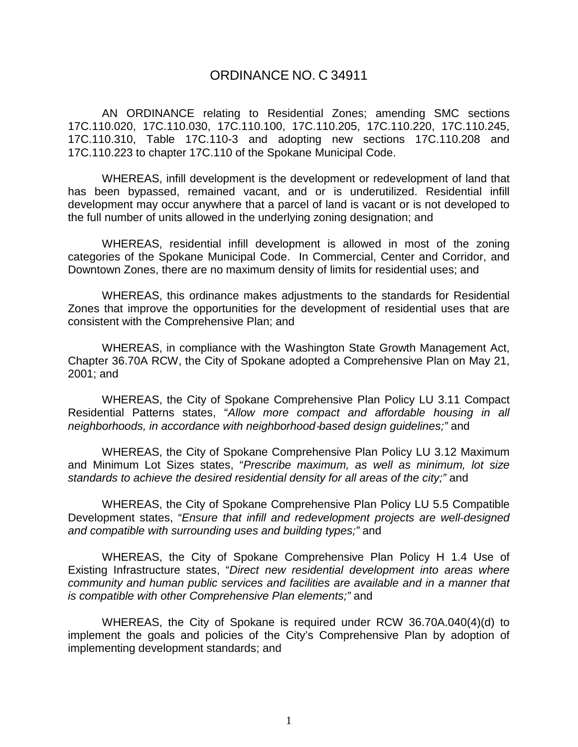# ORDINANCE NO. C 34911

AN ORDINANCE relating to Residential Zones; amending SMC sections 17C.110.020, 17C.110.030, 17C.110.100, 17C.110.205, 17C.110.220, 17C.110.245, 17C.110.310, Table 17C.110-3 and adopting new sections 17C.110.208 and 17C.110.223 to chapter 17C.110 of the Spokane Municipal Code.

WHEREAS, infill development is the development or redevelopment of land that has been bypassed, remained vacant, and or is underutilized. Residential infill development may occur anywhere that a parcel of land is vacant or is not developed to the full number of units allowed in the underlying zoning designation; and

WHEREAS, residential infill development is allowed in most of the zoning categories of the Spokane Municipal Code. In Commercial, Center and Corridor, and Downtown Zones, there are no maximum density of limits for residential uses; and

WHEREAS, this ordinance makes adjustments to the standards for Residential Zones that improve the opportunities for the development of residential uses that are consistent with the Comprehensive Plan; and

WHEREAS, in compliance with the Washington State Growth Management Act, Chapter 36.70A RCW, the City of Spokane adopted a Comprehensive Plan on May 21, 2001; and

WHEREAS, the City of Spokane Comprehensive Plan Policy LU 3.11 Compact Residential Patterns states, "*Allow more compact and affordable housing in all neighborhoods, in accordance with neighborhood-based design guidelines;"* and

WHEREAS, the City of Spokane Comprehensive Plan Policy LU 3.12 Maximum and Minimum Lot Sizes states, "*Prescribe maximum, as well as minimum, lot size standards to achieve the desired residential density for all areas of the city;"* and

WHEREAS, the City of Spokane Comprehensive Plan Policy LU 5.5 Compatible Development states, "*Ensure that infill and redevelopment projects are well-designed and compatible with surrounding uses and building types;"* and

WHEREAS, the City of Spokane Comprehensive Plan Policy H 1.4 Use of Existing Infrastructure states, "*Direct new residential development into areas where community and human public services and facilities are available and in a manner that is compatible with other Comprehensive Plan elements;"* and

WHEREAS, the City of Spokane is required under RCW 36.70A.040(4)(d) to implement the goals and policies of the City's Comprehensive Plan by adoption of implementing development standards; and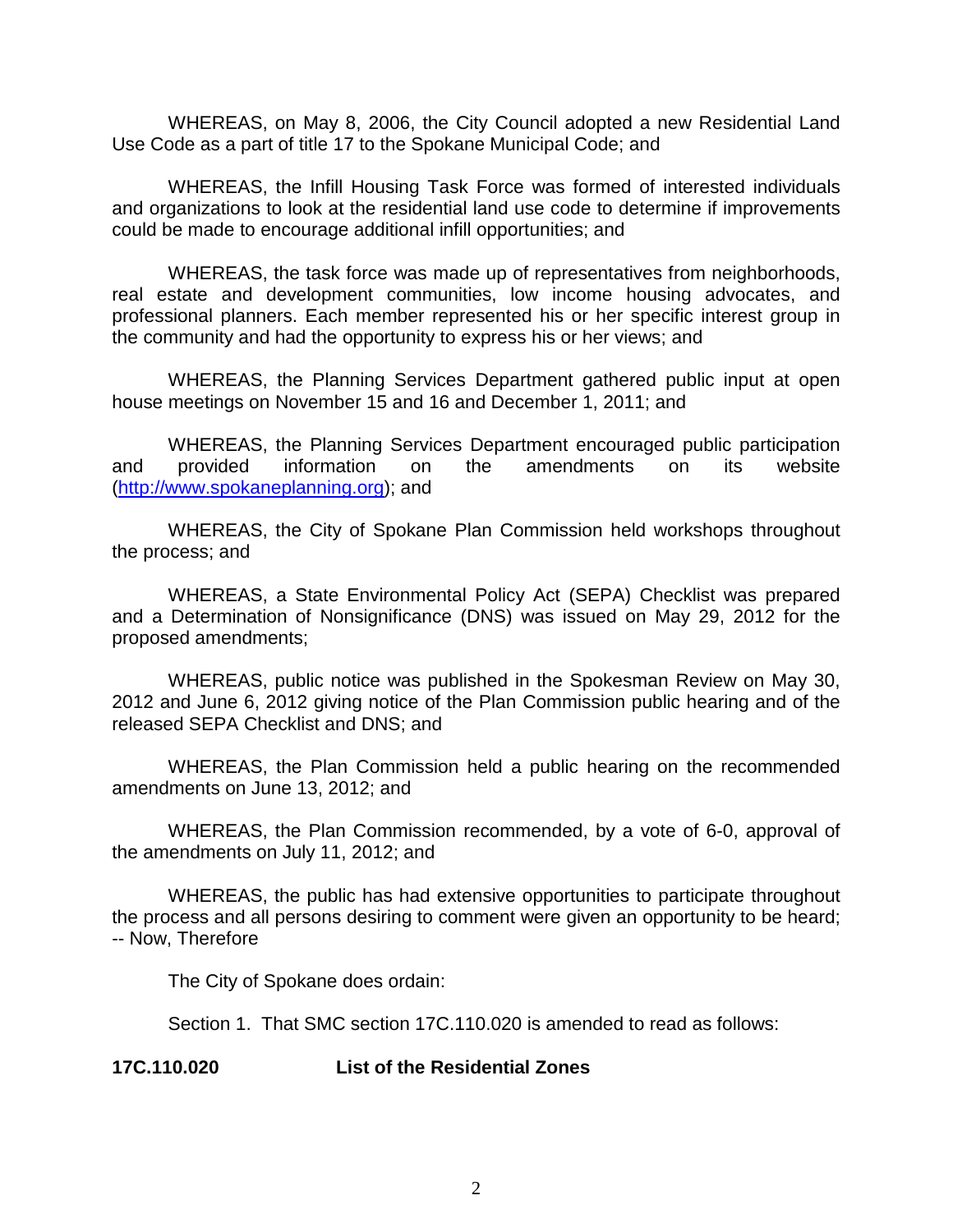WHEREAS, on May 8, 2006, the City Council adopted a new Residential Land Use Code as a part of title 17 to the Spokane Municipal Code; and

WHEREAS, the Infill Housing Task Force was formed of interested individuals and organizations to look at the residential land use code to determine if improvements could be made to encourage additional infill opportunities; and

WHEREAS, the task force was made up of representatives from neighborhoods, real estate and development communities, low income housing advocates, and professional planners. Each member represented his or her specific interest group in the community and had the opportunity to express his or her views; and

WHEREAS, the Planning Services Department gathered public input at open house meetings on November 15 and 16 and December 1, 2011; and

WHEREAS, the Planning Services Department encouraged public participation and provided information on the amendments on its website (http://www.spokaneplanning.org); and

WHEREAS, the City of Spokane Plan Commission held workshops throughout the process; and

WHEREAS, a State Environmental Policy Act (SEPA) Checklist was prepared and a Determination of Nonsignificance (DNS) was issued on May 29, 2012 for the proposed amendments;

WHEREAS, public notice was published in the Spokesman Review on May 30, 2012 and June 6, 2012 giving notice of the Plan Commission public hearing and of the released SEPA Checklist and DNS; and

WHEREAS, the Plan Commission held a public hearing on the recommended amendments on June 13, 2012; and

WHEREAS, the Plan Commission recommended, by a vote of 6-0, approval of the amendments on July 11, 2012; and

WHEREAS, the public has had extensive opportunities to participate throughout the process and all persons desiring to comment were given an opportunity to be heard; -- Now, Therefore

The City of Spokane does ordain:

Section 1. That SMC section 17C.110.020 is amended to read as follows:

**17C.110.020 List of the Residential Zones**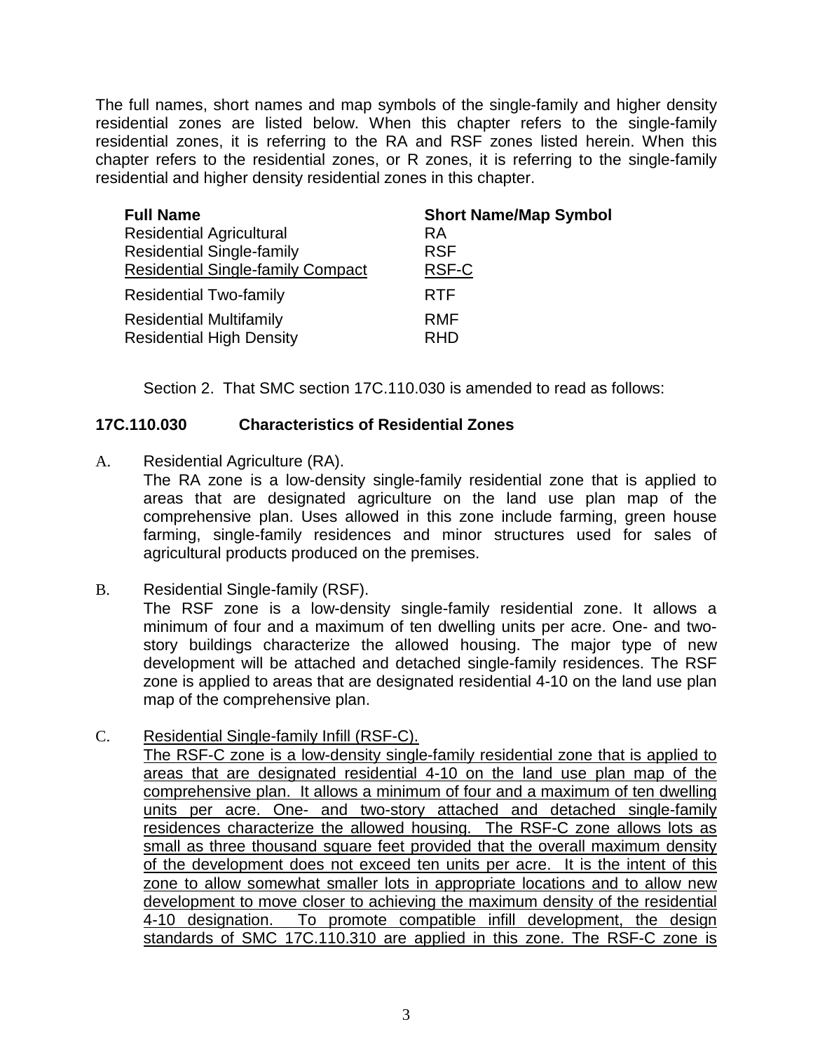The full names, short names and map symbols of the single-family and higher density residential zones are listed below. When this chapter refers to the single-family residential zones, it is referring to the RA and RSF zones listed herein. When this chapter refers to the residential zones, or R zones, it is referring to the single-family residential and higher density residential zones in this chapter.

| Full Name | Short Name/Map Symbol |
|---|---|
| Residential Agricultural | RA |
| Residential Single-family | RSF |
| <u>Residential Single-family Compact</u> | <u>RSF-C</u> |
| Residential Two-family | RTF |
| Residential Multifamily | RMF |
| Residential High Density | RHD |

Section 2. That SMC section 17C.110.030 is amended to read as follows:

**17C.110.030 Characteristics of Residential Zones**

A. Residential Agriculture (RA).
The RA zone is a low-density single-family residential zone that is applied to areas that are designated agriculture on the land use plan map of the comprehensive plan. Uses allowed in this zone include farming, green house farming, single-family residences and minor structures used for sales of agricultural products produced on the premises.

B. Residential Single-family (RSF).
The RSF zone is a low-density single-family residential zone. It allows a minimum of four and a maximum of ten dwelling units per acre. One- and two-story buildings characterize the allowed housing. The major type of new development will be attached and detached single-family residences. The RSF zone is applied to areas that are designated residential 4-10 on the land use plan map of the comprehensive plan.

C. <u>Residential Single-family Infill (RSF-C).</u>
<u>The RSF-C zone is a low-density single-family residential zone that is applied to areas that are designated residential 4-10 on the land use plan map of the comprehensive plan. It allows a minimum of four and a maximum of ten dwelling units per acre. One- and two-story attached and detached single-family residences characterize the allowed housing. The RSF-C zone allows lots as small as three thousand square feet provided that the overall maximum density of the development does not exceed ten units per acre. It is the intent of this zone to allow somewhat smaller lots in appropriate locations and to allow new development to move closer to achieving the maximum density of the residential 4-10 designation. To promote compatible infill development, the design standards of SMC 17C.110.310 are applied in this zone. The RSF-C zone is</u>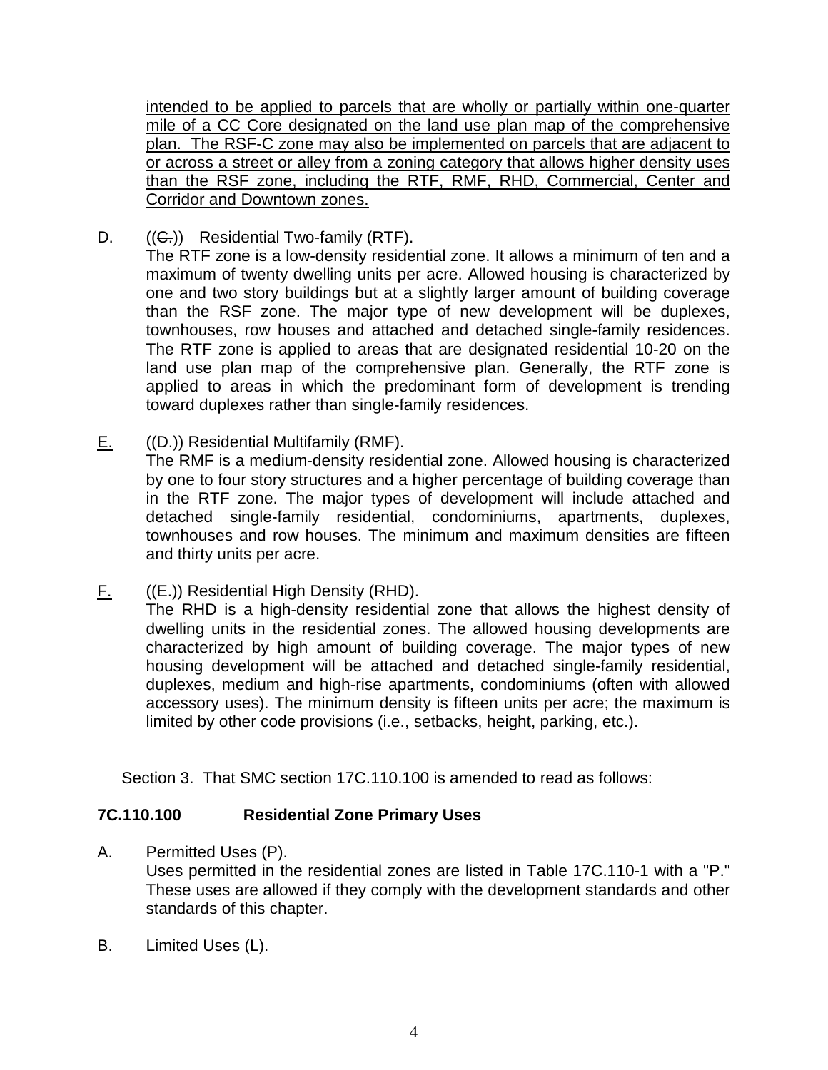intended to be applied to parcels that are wholly or partially within one-quarter mile of a CC Core designated on the land use plan map of the comprehensive plan. The RSF-C zone may also be implemented on parcels that are adjacent to or across a street or alley from a zoning category that allows higher density uses than the RSF zone, including the RTF, RMF, RHD, Commercial, Center and Corridor and Downtown zones.

D. ((C.)) Residential Two-family (RTF).
The RTF zone is a low-density residential zone. It allows a minimum of ten and a maximum of twenty dwelling units per acre. Allowed housing is characterized by one and two story buildings but at a slightly larger amount of building coverage than the RSF zone. The major type of new development will be duplexes, townhouses, row houses and attached and detached single-family residences. The RTF zone is applied to areas that are designated residential 10-20 on the land use plan map of the comprehensive plan. Generally, the RTF zone is applied to areas in which the predominant form of development is trending toward duplexes rather than single-family residences.

E. ((D.)) Residential Multifamily (RMF).
The RMF is a medium-density residential zone. Allowed housing is characterized by one to four story structures and a higher percentage of building coverage than in the RTF zone. The major types of development will include attached and detached single-family residential, condominiums, apartments, duplexes, townhouses and row houses. The minimum and maximum densities are fifteen and thirty units per acre.

F. ((E.)) Residential High Density (RHD).
The RHD is a high-density residential zone that allows the highest density of dwelling units in the residential zones. The allowed housing developments are characterized by high amount of building coverage. The major types of new housing development will be attached and detached single-family residential, duplexes, medium and high-rise apartments, condominiums (often with allowed accessory uses). The minimum density is fifteen units per acre; the maximum is limited by other code provisions (i.e., setbacks, height, parking, etc.).

Section 3. That SMC section 17C.110.100 is amended to read as follows:

**7C.110.100 Residential Zone Primary Uses**

A. Permitted Uses (P).
Uses permitted in the residential zones are listed in Table 17C.110-1 with a "P." These uses are allowed if they comply with the development standards and other standards of this chapter.

B. Limited Uses (L).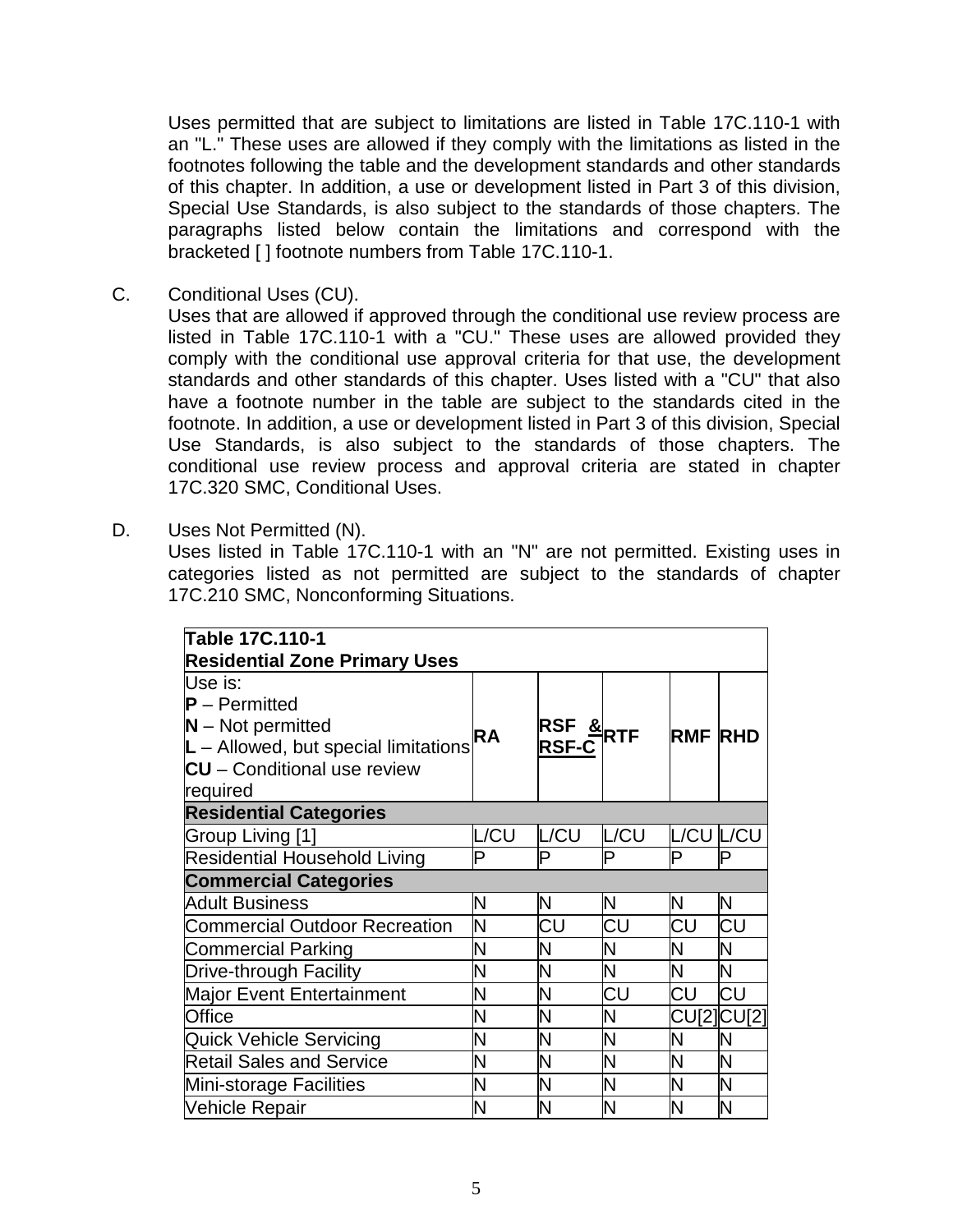Uses permitted that are subject to limitations are listed in Table 17C.110-1 with an "L." These uses are allowed if they comply with the limitations as listed in the footnotes following the table and the development standards and other standards of this chapter. In addition, a use or development listed in Part 3 of this division, Special Use Standards, is also subject to the standards of those chapters. The paragraphs listed below contain the limitations and correspond with the bracketed [ ] footnote numbers from Table 17C.110-1.

C. Conditional Uses (CU).
Uses that are allowed if approved through the conditional use review process are listed in Table 17C.110-1 with a "CU." These uses are allowed provided they comply with the conditional use approval criteria for that use, the development standards and other standards of this chapter. Uses listed with a "CU" that also have a footnote number in the table are subject to the standards cited in the footnote. In addition, a use or development listed in Part 3 of this division, Special Use Standards, is also subject to the standards of those chapters. The conditional use review process and approval criteria are stated in chapter 17C.320 SMC, Conditional Uses.

D. Uses Not Permitted (N).
Uses listed in Table 17C.110-1 with an "N" are not permitted. Existing uses in categories listed as not permitted are subject to the standards of chapter 17C.210 SMC, Nonconforming Situations.

| **Table 17C.110-1 Residential Zone Primary Uses** | | | | | |
|---|---|---|---|---|---|
| Use is:<br>**P** – Permitted<br>**N** – Not permitted<br>**L** – Allowed, but special limitations<br>**CU** – Conditional use review required | **RA** | **RSF & RSF-C** | **RTF** | **RMF** | **RHD** |
| **Residential Categories** | | | | | |
| Group Living [1] | L/CU | L/CU | L/CU | L/CU | L/CU |
| Residential Household Living | P | P | P | P | P |
| **Commercial Categories** | | | | | |
| Adult Business | N | N | N | N | N |
| Commercial Outdoor Recreation | N | CU | CU | CU | CU |
| Commercial Parking | N | N | N | N | N |
| Drive-through Facility | N | N | N | N | N |
| Major Event Entertainment | N | N | CU | CU | CU |
| Office | N | N | N | CU[2] | CU[2] |
| Quick Vehicle Servicing | N | N | N | N | N |
| Retail Sales and Service | N | N | N | N | N |
| Mini-storage Facilities | N | N | N | N | N |
| Vehicle Repair | N | N | N | N | N |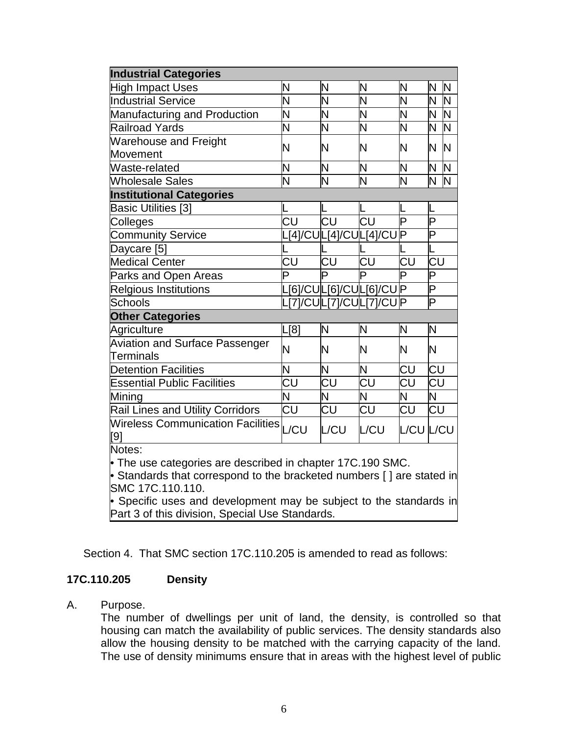| **Industrial Categories** | | | | | | |
|---|---|---|---|---|---|---|
| High Impact Uses | N | N | N | N | N | N |
| Industrial Service | N | N | N | N | N | N |
| Manufacturing and Production | N | N | N | N | N | N |
| Railroad Yards | N | N | N | N | N | N |
| Warehouse and Freight Movement | N | N | N | N | N | N |
| Waste-related | N | N | N | N | N | N |
| Wholesale Sales | N | N | N | N | N | N |
| **Institutional Categories** | | | | | | |
| Basic Utilities [3] | L | L | L | L | L | |
| Colleges | CU | CU | CU | P | P | |
| Community Service | L[4]/CU | L[4]/CU | L[4]/CU | P | P | |
| Daycare [5] | L | L | L | L | L | |
| Medical Center | CU | CU | CU | CU | CU | |
| Parks and Open Areas | P | P | P | P | P | |
| Relgious Institutions | L[6]/CU | L[6]/CU | L[6]/CU | P | P | |
| Schools | L[7]/CU | L[7]/CU | L[7]/CU | P | P | |
| **Other Categories** | | | | | | |
| Agriculture | L[8] | N | N | N | N | |
| Aviation and Surface Passenger Terminals | N | N | N | N | N | |
| Detention Facilities | N | N | N | CU | CU | |
| Essential Public Facilities | CU | CU | CU | CU | CU | |
| Mining | N | N | N | N | N | |
| Rail Lines and Utility Corridors | CU | CU | CU | CU | CU | |
| Wireless Communication Facilities [9] | L/CU | L/CU | L/CU | L/CU | L/CU | |

Notes:
- The use categories are described in chapter 17C.190 SMC.
- Standards that correspond to the bracketed numbers [ ] are stated in SMC 17C.110.110.
- Specific uses and development may be subject to the standards in Part 3 of this division, Special Use Standards.

Section 4. That SMC section 17C.110.205 is amended to read as follows:

**17C.110.205 Density**

A. Purpose.
The number of dwellings per unit of land, the density, is controlled so that housing can match the availability of public services. The density standards also allow the housing density to be matched with the carrying capacity of the land. The use of density minimums ensure that in areas with the highest level of public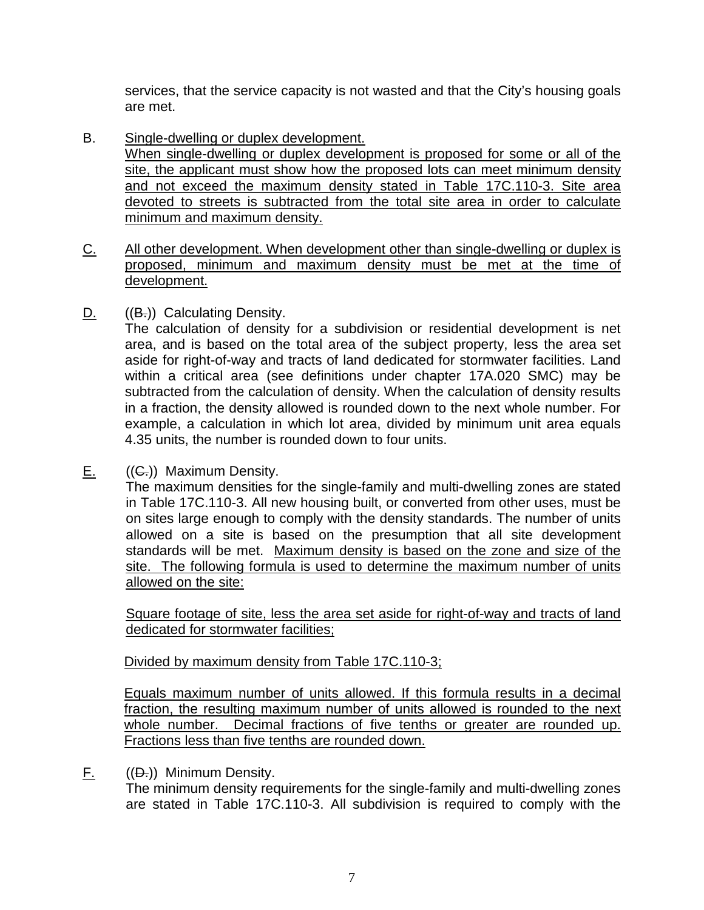services, that the service capacity is not wasted and that the City's housing goals are met.

B. Single-dwelling or duplex development.
When single-dwelling or duplex development is proposed for some or all of the site, the applicant must show how the proposed lots can meet minimum density and not exceed the maximum density stated in Table 17C.110-3. Site area devoted to streets is subtracted from the total site area in order to calculate minimum and maximum density.

C. All other development. When development other than single-dwelling or duplex is proposed, minimum and maximum density must be met at the time of development.

D. ((B.)) Calculating Density.
The calculation of density for a subdivision or residential development is net area, and is based on the total area of the subject property, less the area set aside for right-of-way and tracts of land dedicated for stormwater facilities. Land within a critical area (see definitions under chapter 17A.020 SMC) may be subtracted from the calculation of density. When the calculation of density results in a fraction, the density allowed is rounded down to the next whole number. For example, a calculation in which lot area, divided by minimum unit area equals 4.35 units, the number is rounded down to four units.

E. ((C.)) Maximum Density.
The maximum densities for the single-family and multi-dwelling zones are stated in Table 17C.110-3. All new housing built, or converted from other uses, must be on sites large enough to comply with the density standards. The number of units allowed on a site is based on the presumption that all site development standards will be met. Maximum density is based on the zone and size of the site. The following formula is used to determine the maximum number of units allowed on the site:

Square footage of site, less the area set aside for right-of-way and tracts of land dedicated for stormwater facilities;

Divided by maximum density from Table 17C.110-3;

Equals maximum number of units allowed. If this formula results in a decimal fraction, the resulting maximum number of units allowed is rounded to the next whole number. Decimal fractions of five tenths or greater are rounded up. Fractions less than five tenths are rounded down.

F. ((D.)) Minimum Density.
The minimum density requirements for the single-family and multi-dwelling zones are stated in Table 17C.110-3. All subdivision is required to comply with the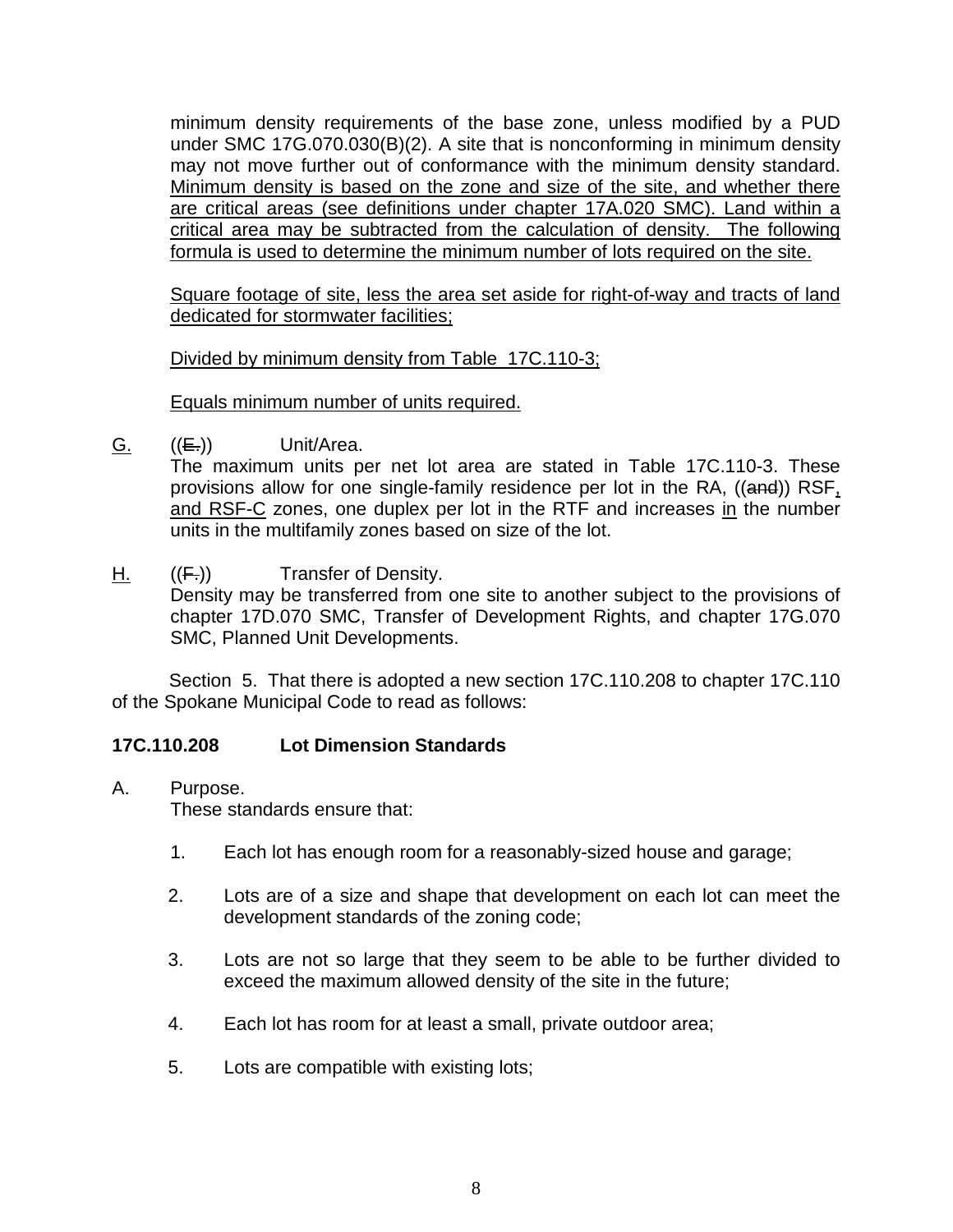minimum density requirements of the base zone, unless modified by a PUD under SMC 17G.070.030(B)(2). A site that is nonconforming in minimum density may not move further out of conformance with the minimum density standard. <u>Minimum density is based on the zone and size of the site, and whether there are critical areas (see definitions under chapter 17A.020 SMC). Land within a critical area may be subtracted from the calculation of density. The following formula is used to determine the minimum number of lots required on the site.</u>

<u>Square footage of site, less the area set aside for right-of-way and tracts of land dedicated for stormwater facilities;</u>

<u>Divided by minimum density from Table 17C.110-3;</u>

<u>Equals minimum number of units required.</u>

<u>G.</u> ((~~E.~~)) Unit/Area.
The maximum units per net lot area are stated in Table 17C.110-3. These provisions allow for one single-family residence per lot in the RA, ((~~and~~)) RSF<u>, and RSF-C</u> zones, one duplex per lot in the RTF and increases <u>in</u> the number units in the multifamily zones based on size of the lot.

<u>H.</u> ((~~F.~~)) Transfer of Density.
Density may be transferred from one site to another subject to the provisions of chapter 17D.070 SMC, Transfer of Development Rights, and chapter 17G.070 SMC, Planned Unit Developments.

Section 5. That there is adopted a new section 17C.110.208 to chapter 17C.110 of the Spokane Municipal Code to read as follows:

**17C.110.208 Lot Dimension Standards**

A. Purpose.
These standards ensure that:

1. Each lot has enough room for a reasonably-sized house and garage;

2. Lots are of a size and shape that development on each lot can meet the development standards of the zoning code;

3. Lots are not so large that they seem to be able to be further divided to exceed the maximum allowed density of the site in the future;

4. Each lot has room for at least a small, private outdoor area;

5. Lots are compatible with existing lots;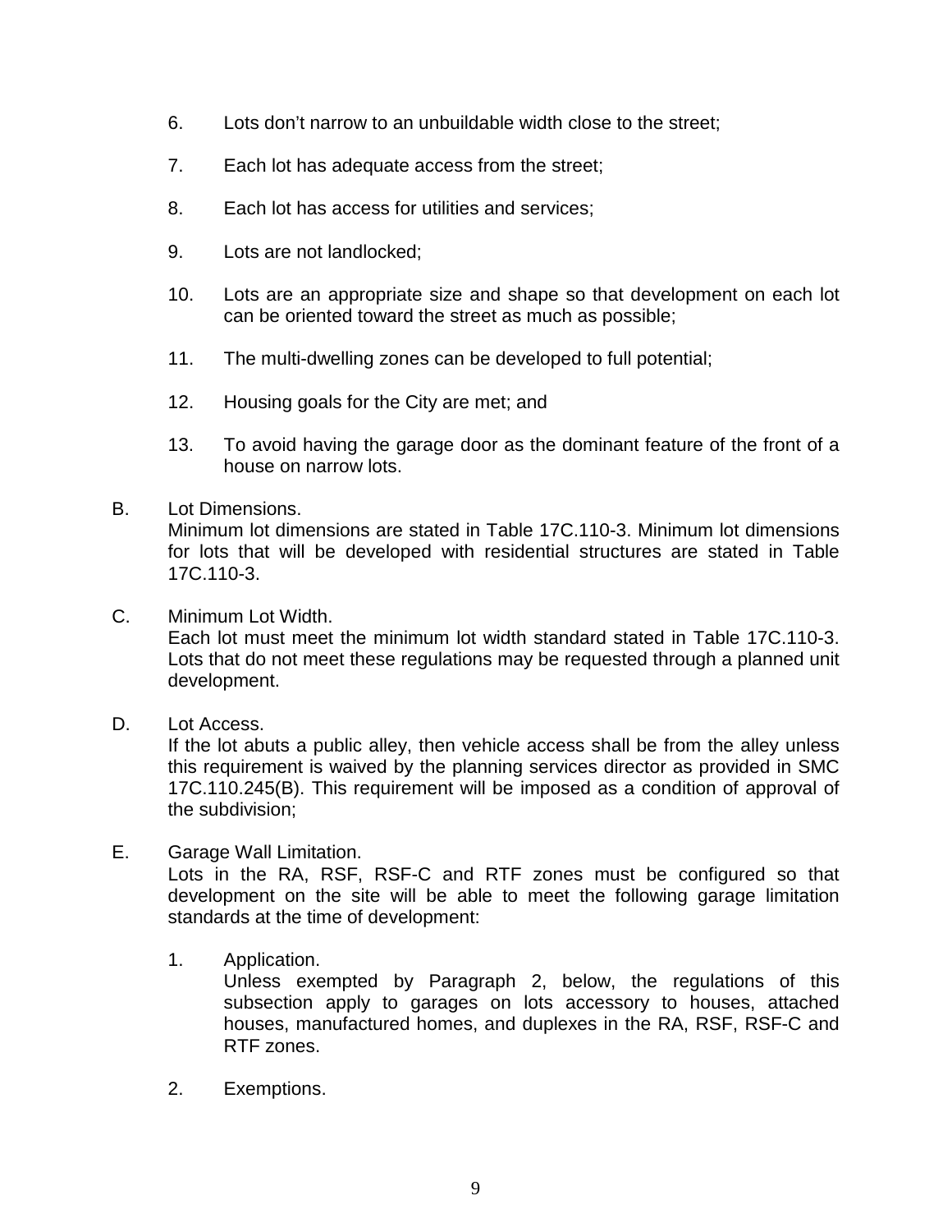6. Lots don't narrow to an unbuildable width close to the street;

7. Each lot has adequate access from the street;

8. Each lot has access for utilities and services;

9. Lots are not landlocked;

10. Lots are an appropriate size and shape so that development on each lot can be oriented toward the street as much as possible;

11. The multi-dwelling zones can be developed to full potential;

12. Housing goals for the City are met; and

13. To avoid having the garage door as the dominant feature of the front of a house on narrow lots.

B. Lot Dimensions.
Minimum lot dimensions are stated in Table 17C.110-3. Minimum lot dimensions for lots that will be developed with residential structures are stated in Table 17C.110-3.

C. Minimum Lot Width.
Each lot must meet the minimum lot width standard stated in Table 17C.110-3. Lots that do not meet these regulations may be requested through a planned unit development.

D. Lot Access.
If the lot abuts a public alley, then vehicle access shall be from the alley unless this requirement is waived by the planning services director as provided in SMC 17C.110.245(B). This requirement will be imposed as a condition of approval of the subdivision;

E. Garage Wall Limitation.
Lots in the RA, RSF, RSF-C and RTF zones must be configured so that development on the site will be able to meet the following garage limitation standards at the time of development:

1. Application.
Unless exempted by Paragraph 2, below, the regulations of this subsection apply to garages on lots accessory to houses, attached houses, manufactured homes, and duplexes in the RA, RSF, RSF-C and RTF zones.

2. Exemptions.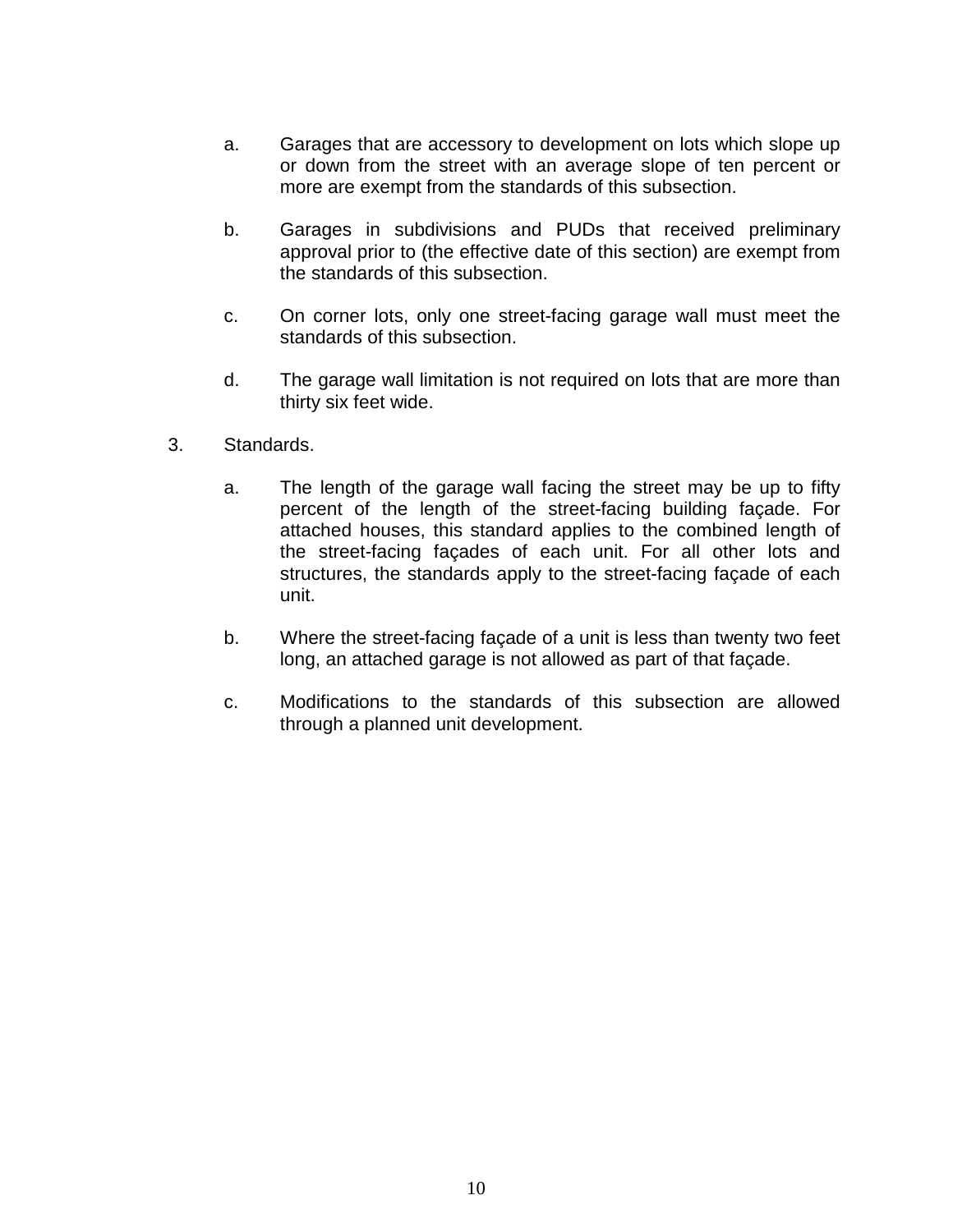a. Garages that are accessory to development on lots which slope up or down from the street with an average slope of ten percent or more are exempt from the standards of this subsection.

b. Garages in subdivisions and PUDs that received preliminary approval prior to (the effective date of this section) are exempt from the standards of this subsection.

c. On corner lots, only one street-facing garage wall must meet the standards of this subsection.

d. The garage wall limitation is not required on lots that are more than thirty six feet wide.

3. Standards.

a. The length of the garage wall facing the street may be up to fifty percent of the length of the street-facing building façade. For attached houses, this standard applies to the combined length of the street-facing façades of each unit. For all other lots and structures, the standards apply to the street-facing façade of each unit.

b. Where the street-facing façade of a unit is less than twenty two feet long, an attached garage is not allowed as part of that façade.

c. Modifications to the standards of this subsection are allowed through a planned unit development.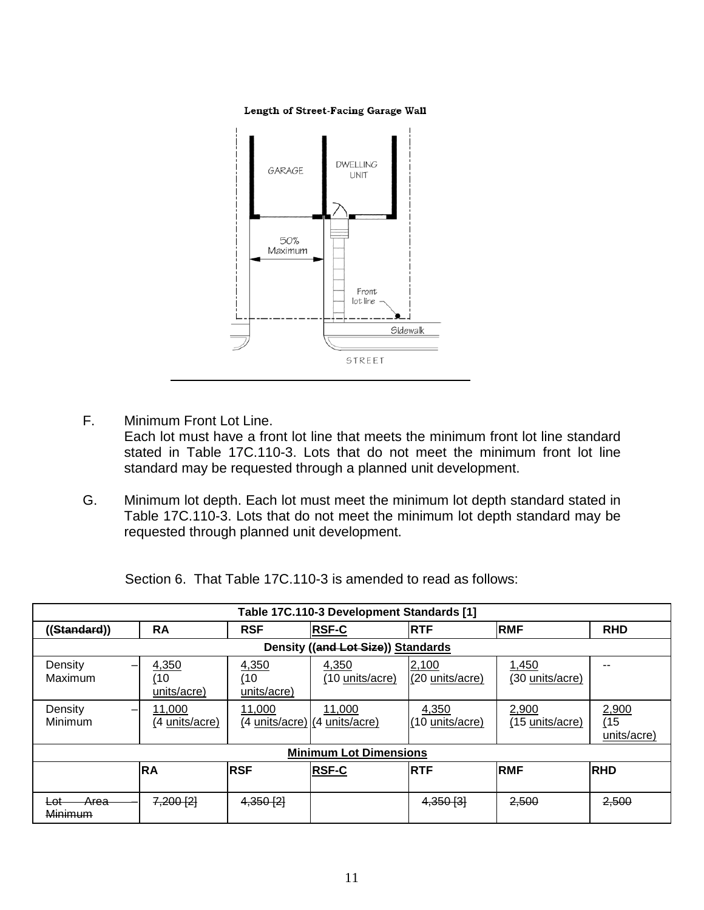**Length of Street-Facing Garage Wall**

F. Minimum Front Lot Line.
Each lot must have a front lot line that meets the minimum front lot line standard stated in Table 17C.110-3. Lots that do not meet the minimum front lot line standard may be requested through a planned unit development.

G. Minimum lot depth. Each lot must meet the minimum lot depth standard stated in Table 17C.110-3. Lots that do not meet the minimum lot depth standard may be requested through planned unit development.

Section 6. That Table 17C.110-3 is amended to read as follows:

| Table 17C.110-3 Development Standards [1] | | | | | | |
|---|---|---|---|---|---|---|
| ((~~Standard~~)) | RA | RSF | RSF-C | RTF | RMF | RHD |
| Density ((~~and Lot Size~~)) Standards | | | | | | |
| Density – Maximum | 4,350 (10 units/acre) | 4,350 (10 units/acre) | 4,350 (10 units/acre) | 2,100 (20 units/acre) | 1,450 (30 units/acre) | -- |
| Density – Minimum | 11,000 (4 units/acre) | 11,000 (4 units/acre) | 11,000 (4 units/acre) | 4,350 (10 units/acre) | 2,900 (15 units/acre) | 2,900 (15 units/acre) |
| Minimum Lot Dimensions | | | | | | |
| | RA | RSF | RSF-C | RTF | RMF | RHD |
| ~~Lot Area – Minimum~~ | ~~7,200 [2]~~ | ~~4,350 [2]~~ | | ~~4,350 [3]~~ | ~~2,500~~ | ~~2,500~~ |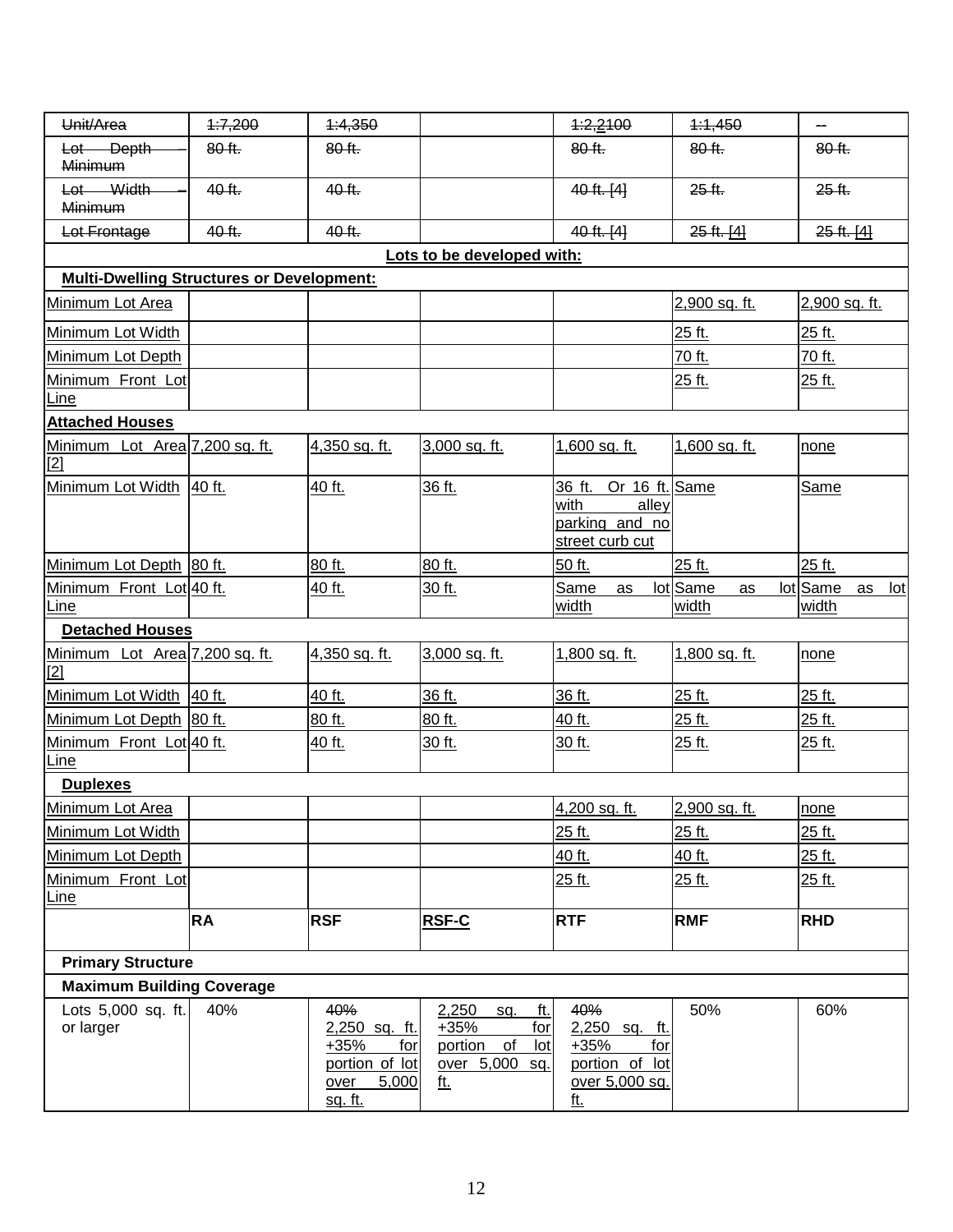| | | | | | | |
|---|---|---|---|---|---|---|
| ~~Unit/Area~~ | ~~1:7,200~~ | ~~1:4,350~~ | | ~~1:2,2100~~ | ~~1:1,450~~ | ~~--~~ |
| ~~Lot Depth – Minimum~~ | ~~80 ft.~~ | ~~80 ft.~~ | | ~~80 ft.~~ | ~~80 ft.~~ | ~~80 ft.~~ |
| ~~Lot Width – Minimum~~ | ~~40 ft.~~ | ~~40 ft.~~ | | ~~40 ft. [4]~~ | ~~25 ft.~~ | ~~25 ft.~~ |
| ~~Lot Frontage~~ | ~~40 ft.~~ | ~~40 ft.~~ | | ~~40 ft. [4]~~ | ~~25 ft. [4]~~ | ~~25 ft. [4]~~ |
| **Lots to be developed with:** | | | | | | |
| **Multi-Dwelling Structures or Development:** | | | | | | |
| Minimum Lot Area | | | | | 2,900 sq. ft. | 2,900 sq. ft. |
| Minimum Lot Width | | | | | 25 ft. | 25 ft. |
| Minimum Lot Depth | | | | | 70 ft. | 70 ft. |
| Minimum Front Lot Line | | | | | 25 ft. | 25 ft. |
| **Attached Houses** | | | | | | |
| Minimum Lot Area [2] | 7,200 sq. ft. | 4,350 sq. ft. | 3,000 sq. ft. | 1,600 sq. ft. | 1,600 sq. ft. | none |
| Minimum Lot Width | 40 ft. | 40 ft. | 36 ft. | 36 ft. Or 16 ft. with alley parking and no street curb cut | Same | Same |
| Minimum Lot Depth | 80 ft. | 80 ft. | 80 ft. | 50 ft. | 25 ft. | 25 ft. |
| Minimum Front Lot Line | 40 ft. | 40 ft. | 30 ft. | Same as lot width | Same as lot width | Same as lot width |
| **Detached Houses** | | | | | | |
| Minimum Lot Area [2] | 7,200 sq. ft. | 4,350 sq. ft. | 3,000 sq. ft. | 1,800 sq. ft. | 1,800 sq. ft. | none |
| Minimum Lot Width | 40 ft. | 40 ft. | 36 ft. | 36 ft. | 25 ft. | 25 ft. |
| Minimum Lot Depth | 80 ft. | 80 ft. | 80 ft. | 40 ft. | 25 ft. | 25 ft. |
| Minimum Front Lot Line | 40 ft. | 40 ft. | 30 ft. | 30 ft. | 25 ft. | 25 ft. |
| **Duplexes** | | | | | | |
| Minimum Lot Area | | | | 4,200 sq. ft. | 2,900 sq. ft. | none |
| Minimum Lot Width | | | | 25 ft. | 25 ft. | 25 ft. |
| Minimum Lot Depth | | | | 40 ft. | 40 ft. | 25 ft. |
| Minimum Front Lot Line | | | | 25 ft. | 25 ft. | 25 ft. |
| | **RA** | **RSF** | **RSF-C** | **RTF** | **RMF** | **RHD** |
| **Primary Structure** | | | | | | |
| **Maximum Building Coverage** | | | | | | |
| Lots 5,000 sq. ft. or larger | 40% | ~~40%~~ 2,250 sq. ft. +35% for portion of lot over 5,000 sq. ft. | 2,250 sq. ft. +35% for portion of lot over 5,000 sq. ft. | ~~40%~~ 2,250 sq. ft. +35% for portion of lot over 5,000 sq. ft. | 50% | 60% |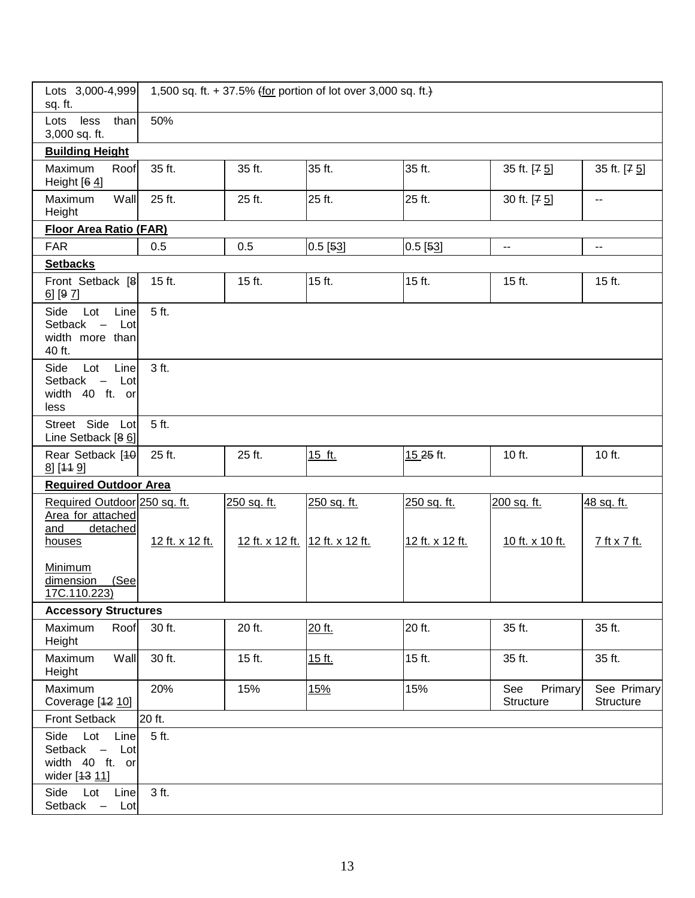| Lots 3,000-4,999 sq. ft. | 1,500 sq. ft. + 37.5% (for portion of lot over 3,000 sq. ft.) | | | | | |
|---|---|---|---|---|---|---|
| Lots less than 3,000 sq. ft. | 50% | | | | | |
| **Building Height** | | | | | | |
| Maximum Roof Height [6 4] | 35 ft. | 35 ft. | 35 ft. | 35 ft. | 35 ft. [7 5] | 35 ft. [7 5] |
| Maximum Wall Height | 25 ft. | 25 ft. | 25 ft. | 25 ft. | 30 ft. [7 5] | -- |
| **Floor Area Ratio (FAR)** | | | | | | |
| FAR | 0.5 | 0.5 | 0.5 [53] | 0.5 [53] | -- | -- |
| **Setbacks** | | | | | | |
| Front Setback [8 6] [9 7] | 15 ft. | 15 ft. | 15 ft. | 15 ft. | 15 ft. | 15 ft. |
| Side Lot Line Setback – Lot width more than 40 ft. | 5 ft. | | | | | |
| Side Lot Line Setback – Lot width 40 ft. or less | 3 ft. | | | | | |
| Street Side Lot Line Setback [8 6] | 5 ft. | | | | | |
| Rear Setback [10 8] [11 9] | 25 ft. | 25 ft. | 15 ft. | 15 25 ft. | 10 ft. | 10 ft. |
| **Required Outdoor Area** | | | | | | |
| Required Outdoor Area for attached and detached houses<br><br>Minimum dimension (See 17C.110.223) | 250 sq. ft.<br><br>12 ft. x 12 ft. | 250 sq. ft.<br><br>12 ft. x 12 ft. | 250 sq. ft.<br><br>12 ft. x 12 ft. | 250 sq. ft.<br><br>12 ft. x 12 ft. | 200 sq. ft.<br><br>10 ft. x 10 ft. | 48 sq. ft.<br><br>7 ft x 7 ft. |
| **Accessory Structures** | | | | | | |
| Maximum Roof Height | 30 ft. | 20 ft. | 20 ft. | 20 ft. | 35 ft. | 35 ft. |
| Maximum Wall Height | 30 ft. | 15 ft. | 15 ft. | 15 ft. | 35 ft. | 35 ft. |
| Maximum Coverage [12 10] | 20% | 15% | 15% | 15% | See Primary Structure | See Primary Structure |
| Front Setback | 20 ft. | | | | | |
| Side Lot Line Setback – Lot width 40 ft. or wider [13 11] | 5 ft. | | | | | |
| Side Lot Line Setback – Lot | 3 ft. | | | | | |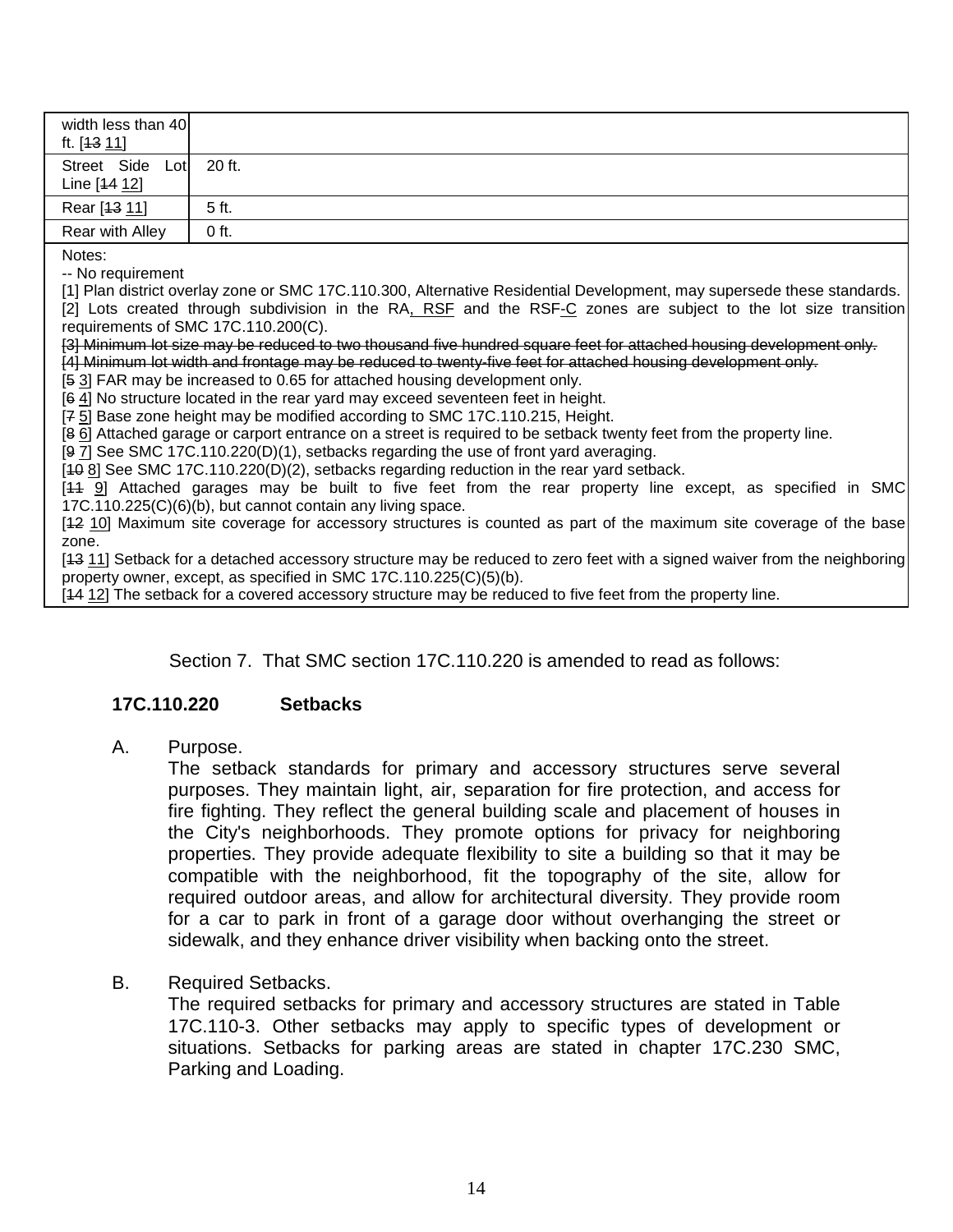| | |
|---|---|
| width less than 40 ft. [~~13~~ 11] | |
| Street Side Lot Line [~~14~~ 12] | 20 ft. |
| Rear [~~13~~ 11] | 5 ft. |
| Rear with Alley | 0 ft. |

Notes:

-- No requirement

[1] Plan district overlay zone or SMC 17C.110.300, Alternative Residential Development, may supersede these standards.

[2] Lots created through subdivision in the RA, RSF and the RSF-C zones are subject to the lot size transition requirements of SMC 17C.110.200(C).

~~[3] Minimum lot size may be reduced to two thousand five hundred square feet for attached housing development only.~~

~~[4] Minimum lot width and frontage may be reduced to twenty-five feet for attached housing development only.~~

[~~5~~ 3] FAR may be increased to 0.65 for attached housing development only.

[~~6~~ 4] No structure located in the rear yard may exceed seventeen feet in height.

[~~7~~ 5] Base zone height may be modified according to SMC 17C.110.215, Height.

[~~8~~ 6] Attached garage or carport entrance on a street is required to be setback twenty feet from the property line.

[~~9~~ 7] See SMC 17C.110.220(D)(1), setbacks regarding the use of front yard averaging.

[~~10~~ 8] See SMC 17C.110.220(D)(2), setbacks regarding reduction in the rear yard setback.

[~~11~~ 9] Attached garages may be built to five feet from the rear property line except, as specified in SMC 17C.110.225(C)(6)(b), but cannot contain any living space.

[~~12~~ 10] Maximum site coverage for accessory structures is counted as part of the maximum site coverage of the base zone.

[~~13~~ 11] Setback for a detached accessory structure may be reduced to zero feet with a signed waiver from the neighboring property owner, except, as specified in SMC 17C.110.225(C)(5)(b).

[~~14~~ 12] The setback for a covered accessory structure may be reduced to five feet from the property line.

Section 7. That SMC section 17C.110.220 is amended to read as follows:

**17C.110.220 Setbacks**

A. Purpose.
The setback standards for primary and accessory structures serve several purposes. They maintain light, air, separation for fire protection, and access for fire fighting. They reflect the general building scale and placement of houses in the City's neighborhoods. They promote options for privacy for neighboring properties. They provide adequate flexibility to site a building so that it may be compatible with the neighborhood, fit the topography of the site, allow for required outdoor areas, and allow for architectural diversity. They provide room for a car to park in front of a garage door without overhanging the street or sidewalk, and they enhance driver visibility when backing onto the street.

B. Required Setbacks.
The required setbacks for primary and accessory structures are stated in Table 17C.110-3. Other setbacks may apply to specific types of development or situations. Setbacks for parking areas are stated in chapter 17C.230 SMC, Parking and Loading.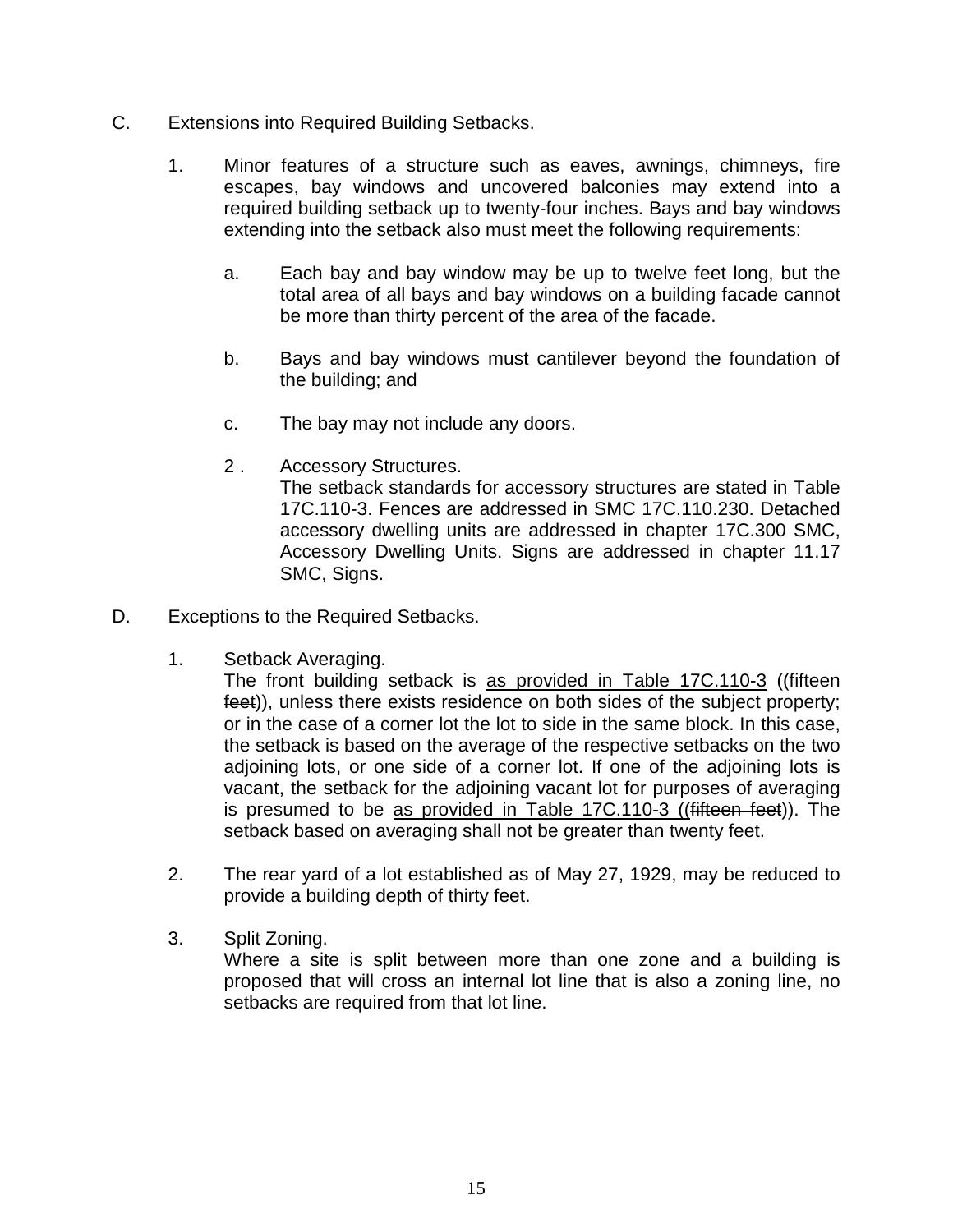C. Extensions into Required Building Setbacks.

1. Minor features of a structure such as eaves, awnings, chimneys, fire escapes, bay windows and uncovered balconies may extend into a required building setback up to twenty-four inches. Bays and bay windows extending into the setback also must meet the following requirements:

   a. Each bay and bay window may be up to twelve feet long, but the total area of all bays and bay windows on a building facade cannot be more than thirty percent of the area of the facade.

   b. Bays and bay windows must cantilever beyond the foundation of the building; and

   c. The bay may not include any doors.

   2 . Accessory Structures.
   The setback standards for accessory structures are stated in Table 17C.110-3. Fences are addressed in SMC 17C.110.230. Detached accessory dwelling units are addressed in chapter 17C.300 SMC, Accessory Dwelling Units. Signs are addressed in chapter 11.17 SMC, Signs.

D. Exceptions to the Required Setbacks.

1. Setback Averaging.
   The front building setback is <u>as provided in Table 17C.110-3</u> ((~~fifteen feet~~)), unless there exists residence on both sides of the subject property; or in the case of a corner lot the lot to side in the same block. In this case, the setback is based on the average of the respective setbacks on the two adjoining lots, or one side of a corner lot. If one of the adjoining lots is vacant, the setback for the adjoining vacant lot for purposes of averaging is presumed to be <u>as provided in Table 17C.110-3</u> ((~~fifteen feet~~)). The setback based on averaging shall not be greater than twenty feet.

2. The rear yard of a lot established as of May 27, 1929, may be reduced to provide a building depth of thirty feet.

3. Split Zoning.
   Where a site is split between more than one zone and a building is proposed that will cross an internal lot line that is also a zoning line, no setbacks are required from that lot line.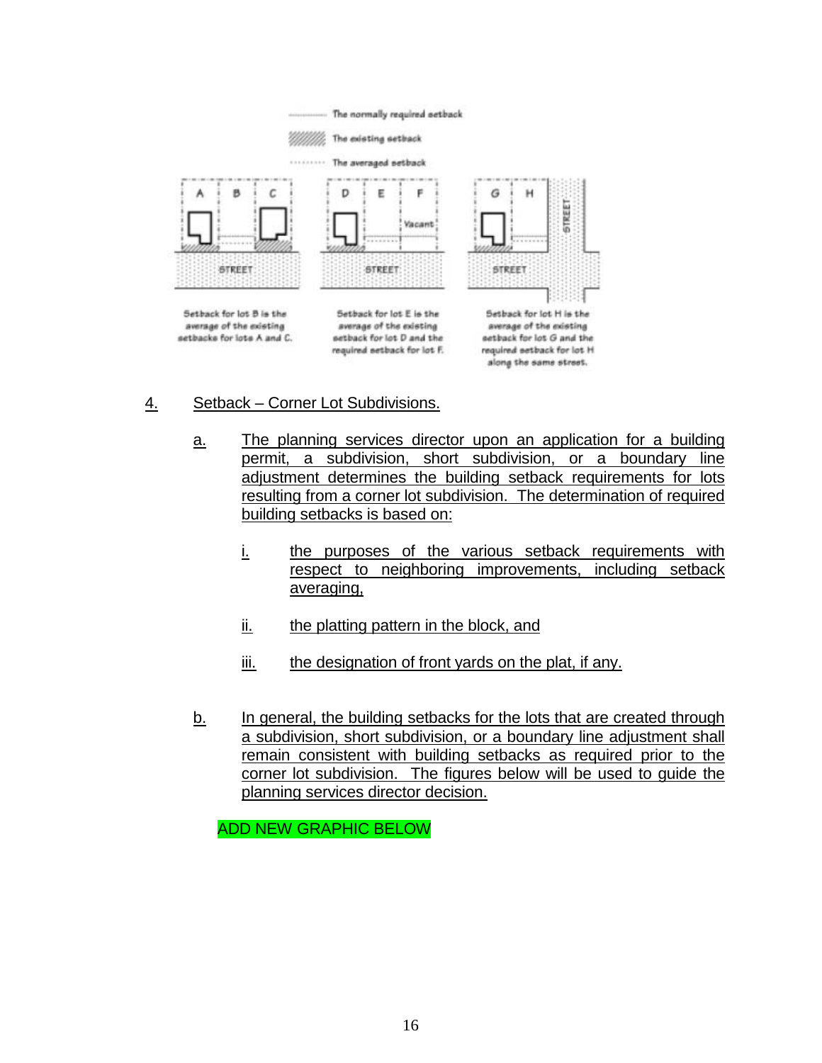The normally required setback

The existing setback

The averaged setback

Setback for lot B is the average of the existing setbacks for lots A and C.

Setback for lot E is the average of the existing setback for lot D and the required setback for lot F.

Setback for lot H is the average of the existing setback for lot G and the required setback for lot H along the same street.

4. Setback – Corner Lot Subdivisions.

a. The planning services director upon an application for a building permit, a subdivision, short subdivision, or a boundary line adjustment determines the building setback requirements for lots resulting from a corner lot subdivision. The determination of required building setbacks is based on:

i. the purposes of the various setback requirements with respect to neighboring improvements, including setback averaging,

ii. the platting pattern in the block, and

iii. the designation of front yards on the plat, if any.

b. In general, the building setbacks for the lots that are created through a subdivision, short subdivision, or a boundary line adjustment shall remain consistent with building setbacks as required prior to the corner lot subdivision. The figures below will be used to guide the planning services director decision.

ADD NEW GRAPHIC BELOW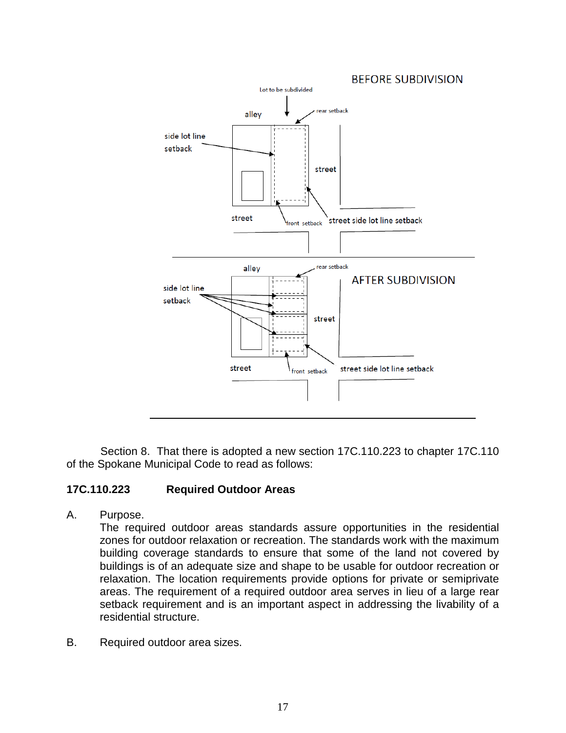Section 8. That there is adopted a new section 17C.110.223 to chapter 17C.110 of the Spokane Municipal Code to read as follows:

**17C.110.223 Required Outdoor Areas**

A. Purpose.

The required outdoor areas standards assure opportunities in the residential zones for outdoor relaxation or recreation. The standards work with the maximum building coverage standards to ensure that some of the land not covered by buildings is of an adequate size and shape to be usable for outdoor recreation or relaxation. The location requirements provide options for private or semiprivate areas. The requirement of a required outdoor area serves in lieu of a large rear setback requirement and is an important aspect in addressing the livability of a residential structure.

B. Required outdoor area sizes.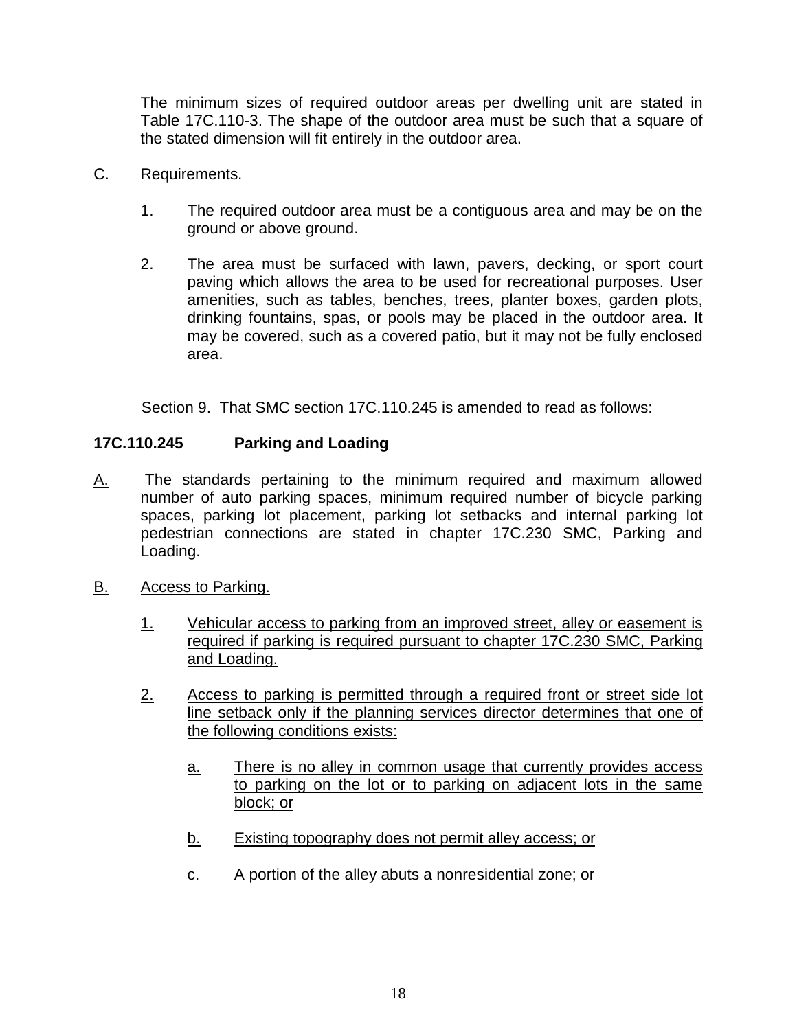The minimum sizes of required outdoor areas per dwelling unit are stated in Table 17C.110-3. The shape of the outdoor area must be such that a square of the stated dimension will fit entirely in the outdoor area.

C. Requirements.

1. The required outdoor area must be a contiguous area and may be on the ground or above ground.

2. The area must be surfaced with lawn, pavers, decking, or sport court paving which allows the area to be used for recreational purposes. User amenities, such as tables, benches, trees, planter boxes, garden plots, drinking fountains, spas, or pools may be placed in the outdoor area. It may be covered, such as a covered patio, but it may not be fully enclosed area.

Section 9. That SMC section 17C.110.245 is amended to read as follows:

**17C.110.245 Parking and Loading**

<u>A.</u> The standards pertaining to the minimum required and maximum allowed number of auto parking spaces, minimum required number of bicycle parking spaces, parking lot placement, parking lot setbacks and internal parking lot pedestrian connections are stated in chapter 17C.230 SMC, Parking and Loading.

<u>B. Access to Parking.</u>

<u>1. Vehicular access to parking from an improved street, alley or easement is required if parking is required pursuant to chapter 17C.230 SMC, Parking and Loading.</u>

<u>2. Access to parking is permitted through a required front or street side lot line setback only if the planning services director determines that one of the following conditions exists:</u>

<u>a. There is no alley in common usage that currently provides access to parking on the lot or to parking on adjacent lots in the same block; or</u>

<u>b. Existing topography does not permit alley access; or</u>

<u>c. A portion of the alley abuts a nonresidential zone; or</u>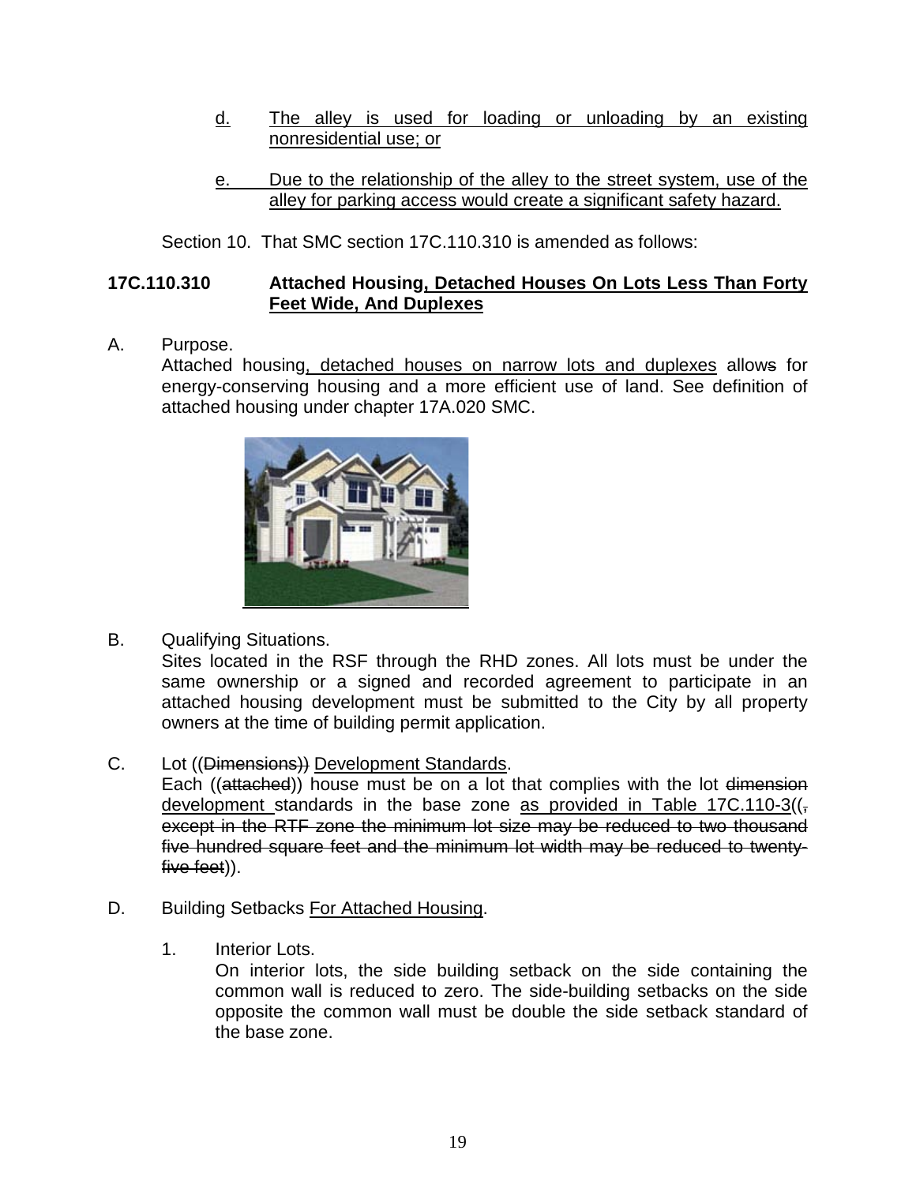d. The alley is used for loading or unloading by an existing nonresidential use; or

e. Due to the relationship of the alley to the street system, use of the alley for parking access would create a significant safety hazard.

Section 10. That SMC section 17C.110.310 is amended as follows:

**17C.110.310 Attached Housing, Detached Houses On Lots Less Than Forty Feet Wide, And Duplexes**

A. Purpose.
Attached housing, detached houses on narrow lots and duplexes allows for energy-conserving housing and a more efficient use of land. See definition of attached housing under chapter 17A.020 SMC.

B. Qualifying Situations.
Sites located in the RSF through the RHD zones. All lots must be under the same ownership or a signed and recorded agreement to participate in an attached housing development must be submitted to the City by all property owners at the time of building permit application.

C. Lot ((~~Dimensions~~)) Development Standards.
Each ((~~attached~~)) house must be on a lot that complies with the lot ~~dimension~~ development standards in the base zone as provided in Table 17C.110-3((~~, except in the RTF zone the minimum lot size may be reduced to two thousand five hundred square feet and the minimum lot width may be reduced to twenty-five feet~~)).

D. Building Setbacks For Attached Housing.

1. Interior Lots.
On interior lots, the side building setback on the side containing the common wall is reduced to zero. The side-building setbacks on the side opposite the common wall must be double the side setback standard of the base zone.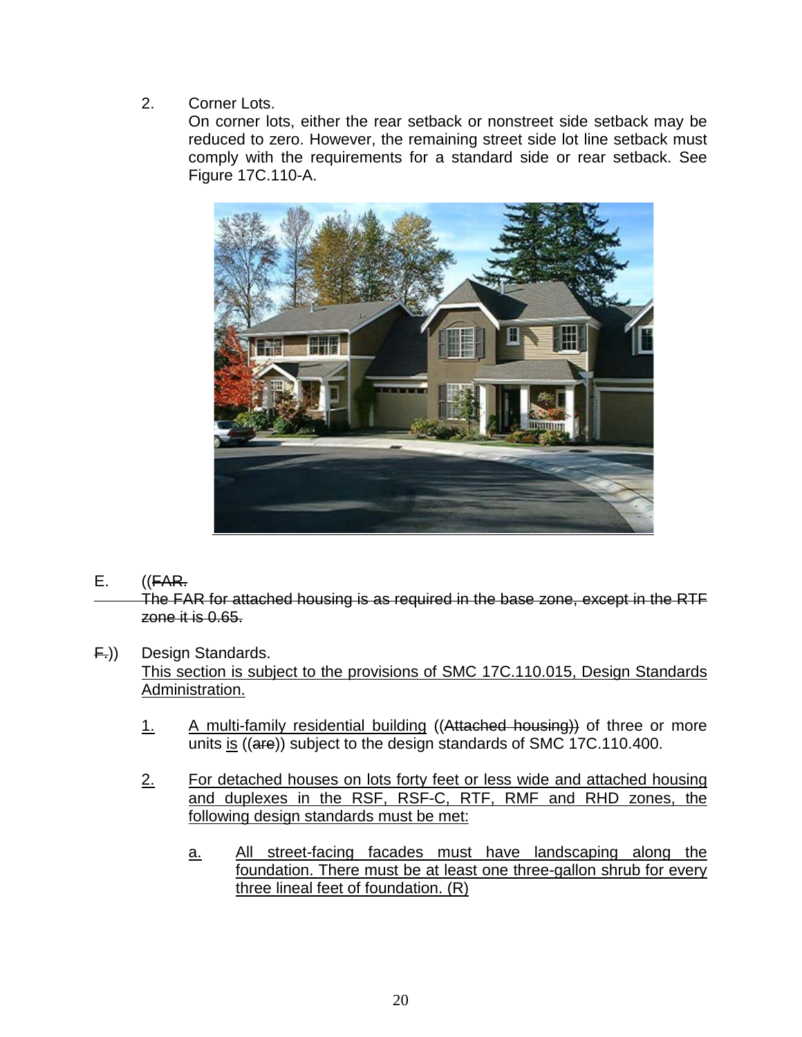2. Corner Lots.
   On corner lots, either the rear setback or nonstreet side setback may be reduced to zero. However, the remaining street side lot line setback must comply with the requirements for a standard side or rear setback. See Figure 17C.110-A.

E. ((~~FAR.~~
~~The FAR for attached housing is as required in the base zone, except in the RTF zone it is 0.65.~~

~~F.~~)) Design Standards.
<u>This section is subject to the provisions of SMC 17C.110.015, Design Standards Administration.</u>

   <u>1.</u> <u>A multi-family residential building</u> ((~~Attached housing~~)) of three or more units <u>is</u> ((~~are~~)) subject to the design standards of SMC 17C.110.400.

   <u>2.</u> <u>For detached houses on lots forty feet or less wide and attached housing and duplexes in the RSF, RSF-C, RTF, RMF and RHD zones, the following design standards must be met:</u>

      <u>a.</u> <u>All street-facing facades must have landscaping along the foundation. There must be at least one three-gallon shrub for every three lineal feet of foundation. (R)</u>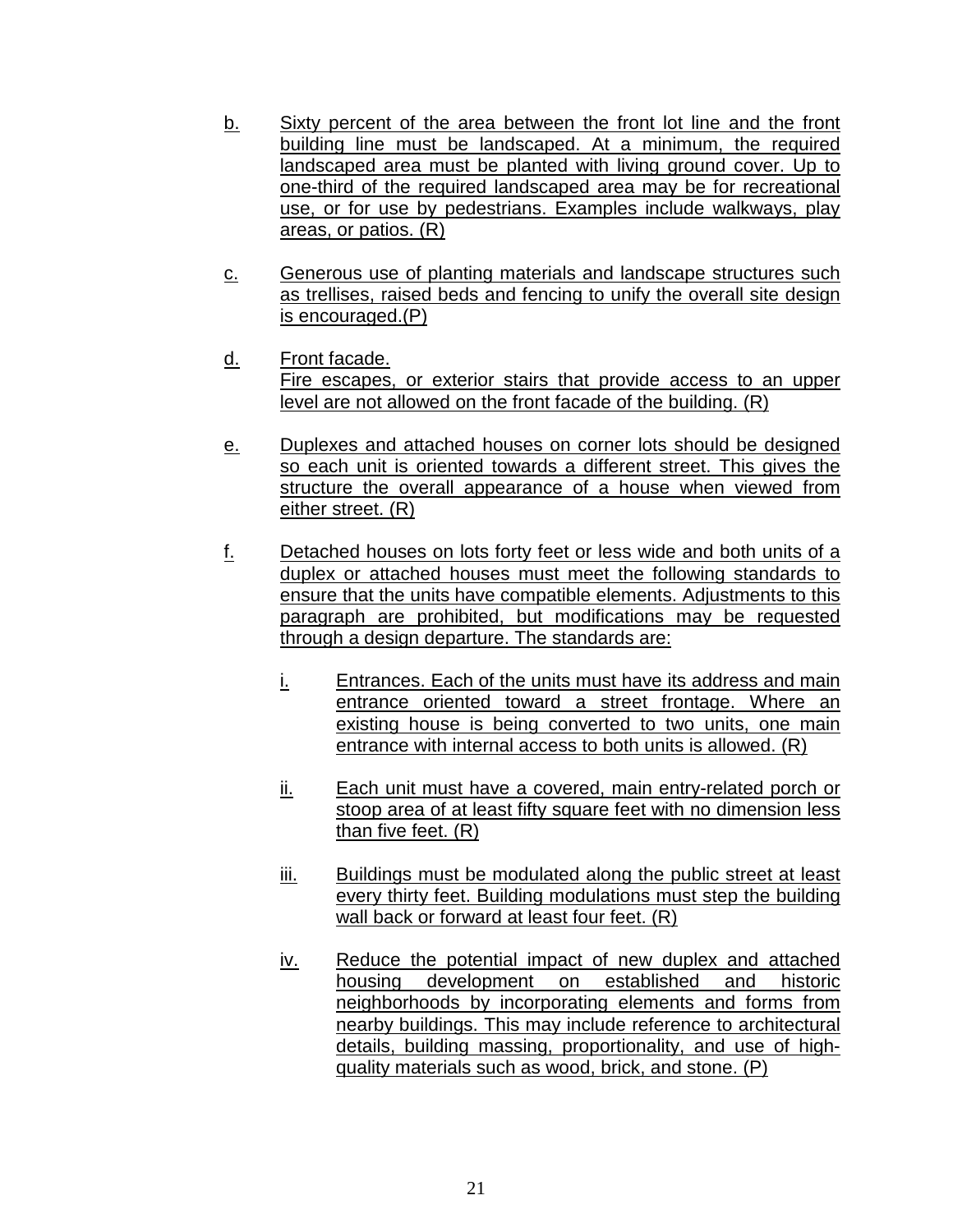b. Sixty percent of the area between the front lot line and the front building line must be landscaped. At a minimum, the required landscaped area must be planted with living ground cover. Up to one-third of the required landscaped area may be for recreational use, or for use by pedestrians. Examples include walkways, play areas, or patios. (R)

c. Generous use of planting materials and landscape structures such as trellises, raised beds and fencing to unify the overall site design is encouraged.(P)

d. Front facade.
Fire escapes, or exterior stairs that provide access to an upper level are not allowed on the front facade of the building. (R)

e. Duplexes and attached houses on corner lots should be designed so each unit is oriented towards a different street. This gives the structure the overall appearance of a house when viewed from either street. (R)

f. Detached houses on lots forty feet or less wide and both units of a duplex or attached houses must meet the following standards to ensure that the units have compatible elements. Adjustments to this paragraph are prohibited, but modifications may be requested through a design departure. The standards are:

   i. Entrances. Each of the units must have its address and main entrance oriented toward a street frontage. Where an existing house is being converted to two units, one main entrance with internal access to both units is allowed. (R)

   ii. Each unit must have a covered, main entry-related porch or stoop area of at least fifty square feet with no dimension less than five feet. (R)

   iii. Buildings must be modulated along the public street at least every thirty feet. Building modulations must step the building wall back or forward at least four feet. (R)

   iv. Reduce the potential impact of new duplex and attached housing development on established and historic neighborhoods by incorporating elements and forms from nearby buildings. This may include reference to architectural details, building massing, proportionality, and use of high-quality materials such as wood, brick, and stone. (P)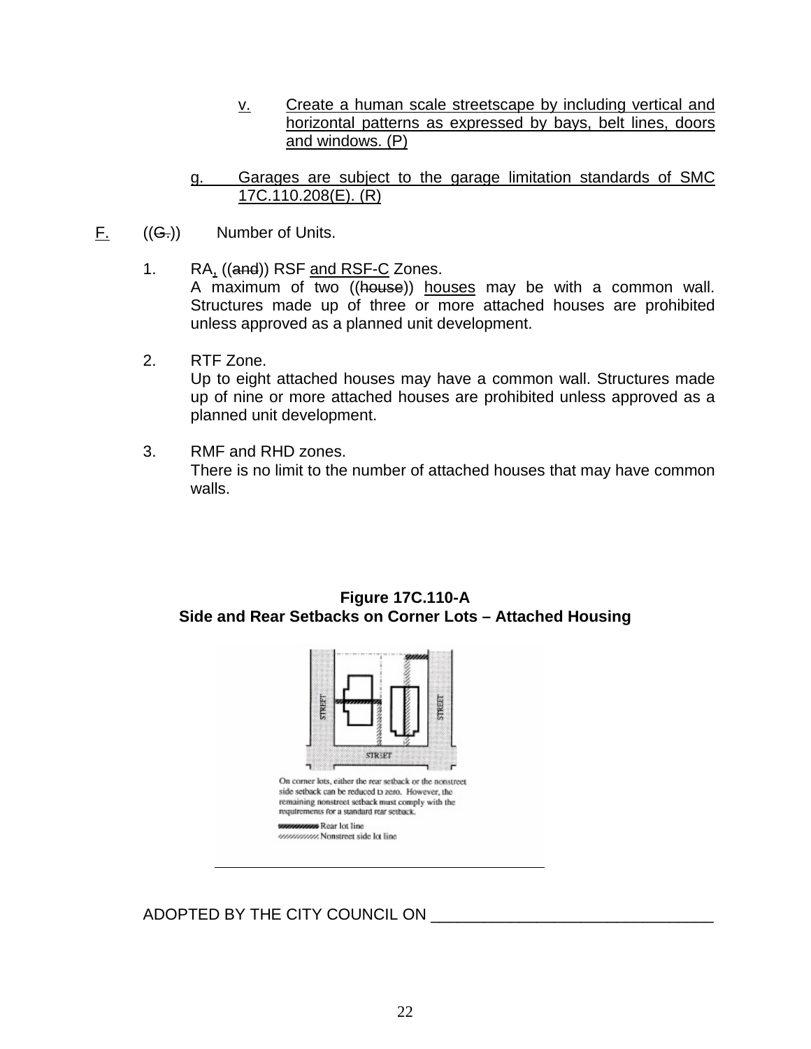v. Create a human scale streetscape by including vertical and horizontal patterns as expressed by bays, belt lines, doors and windows. (P)

g. Garages are subject to the garage limitation standards of SMC 17C.110.208(E). (R)

F. ((~~G.~~)) Number of Units.

1. RA, ((~~and~~)) RSF and RSF-C Zones.
   A maximum of two ((~~house~~)) houses may be with a common wall. Structures made up of three or more attached houses are prohibited unless approved as a planned unit development.

2. RTF Zone.
   Up to eight attached houses may have a common wall. Structures made up of nine or more attached houses are prohibited unless approved as a planned unit development.

3. RMF and RHD zones.
   There is no limit to the number of attached houses that may have common walls.

**Figure 17C.110-A**
**Side and Rear Setbacks on Corner Lots – Attached Housing**

On corner lots, either the rear setback or the nonstreet side setback can be reduced to zero. However, the remaining nonstreet setback must comply with the requirements for a standard rear setback.

Rear lot line
Nonstreet side lot line

ADOPTED BY THE CITY COUNCIL ON ________________________________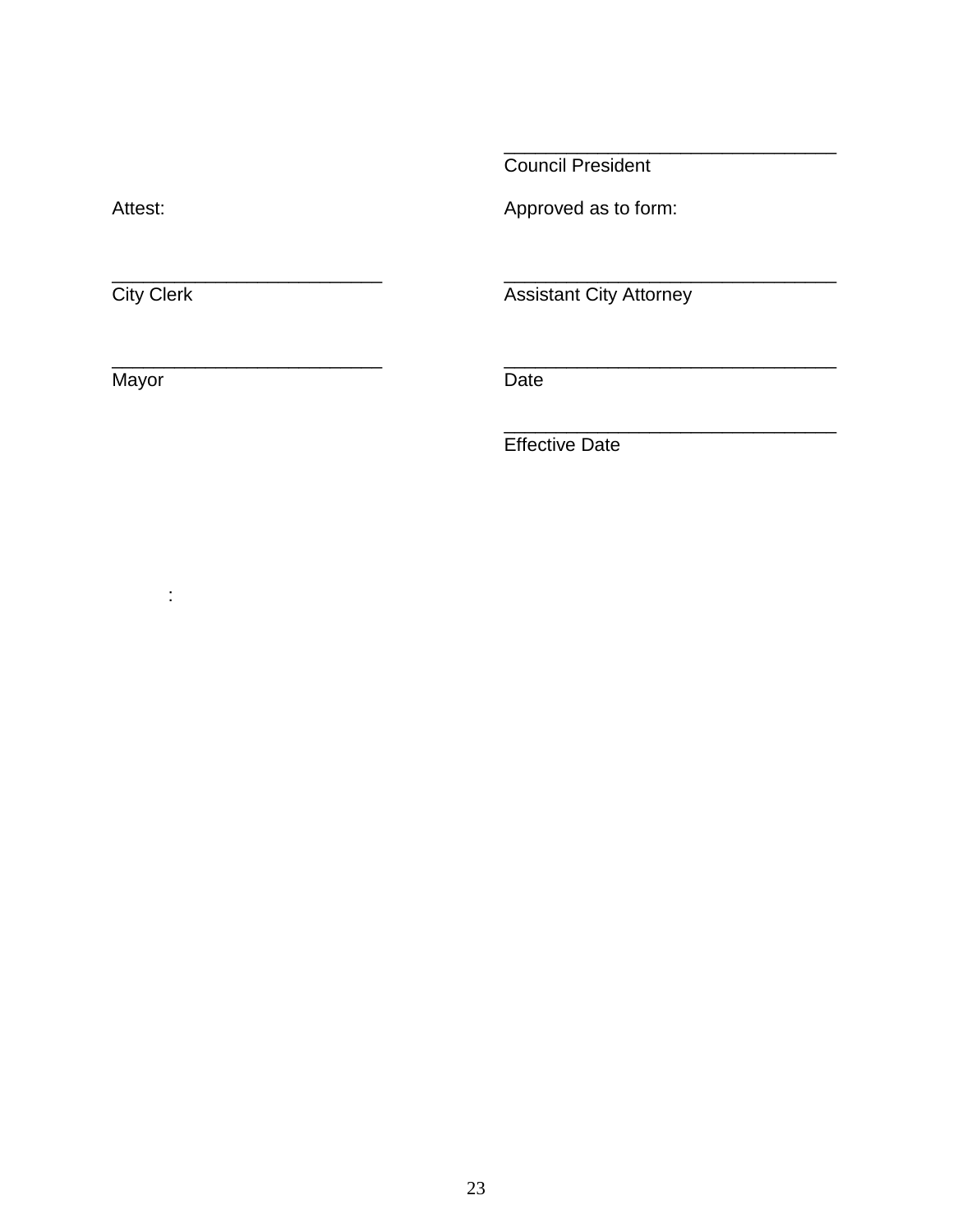________________________________
Council President

Attest: Approved as to form:

__________________________ ________________________________
City Clerk Assistant City Attorney

__________________________ ________________________________
Mayor Date

________________________________
Effective Date

: